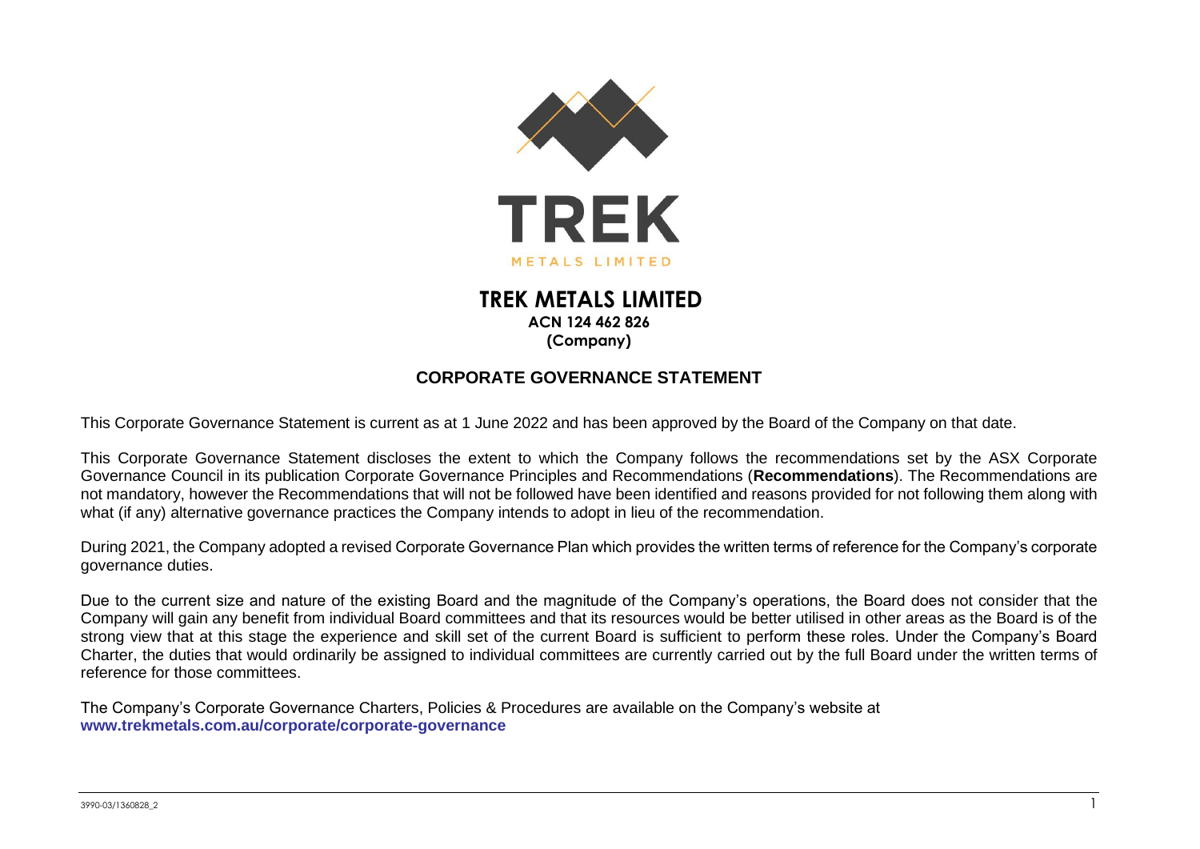# TREK METALS LIMITED

**ACN 124 462 826**
**(Company)**

## CORPORATE GOVERNANCE STATEMENT

This Corporate Governance Statement is current as at 1 June 2022 and has been approved by the Board of the Company on that date.

This Corporate Governance Statement discloses the extent to which the Company follows the recommendations set by the ASX Corporate Governance Council in its publication Corporate Governance Principles and Recommendations (**Recommendations**). The Recommendations are not mandatory, however the Recommendations that will not be followed have been identified and reasons provided for not following them along with what (if any) alternative governance practices the Company intends to adopt in lieu of the recommendation.

During 2021, the Company adopted a revised Corporate Governance Plan which provides the written terms of reference for the Company's corporate governance duties.

Due to the current size and nature of the existing Board and the magnitude of the Company's operations, the Board does not consider that the Company will gain any benefit from individual Board committees and that its resources would be better utilised in other areas as the Board is of the strong view that at this stage the experience and skill set of the current Board is sufficient to perform these roles. Under the Company's Board Charter, the duties that would ordinarily be assigned to individual committees are currently carried out by the full Board under the written terms of reference for those committees.

The Company's Corporate Governance Charters, Policies & Procedures are available on the Company's website at
**www.trekmetals.com.au/corporate/corporate-governance**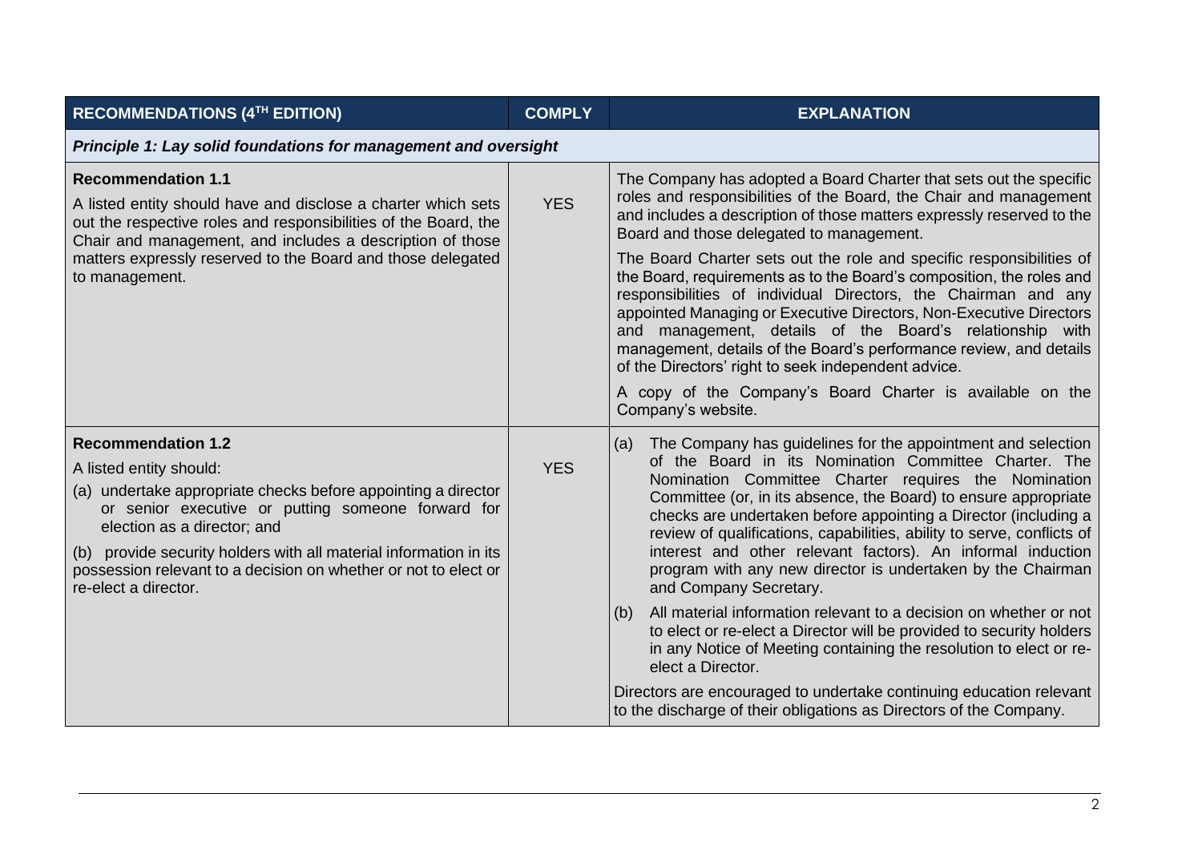| RECOMMENDATIONS (4TH EDITION) | COMPLY | EXPLANATION |
| --- | --- | --- |
| ***Principle 1: Lay solid foundations for management and oversight*** | | |
| **Recommendation 1.1**<br>A listed entity should have and disclose a charter which sets out the respective roles and responsibilities of the Board, the Chair and management, and includes a description of those matters expressly reserved to the Board and those delegated to management. | YES | The Company has adopted a Board Charter that sets out the specific roles and responsibilities of the Board, the Chair and management and includes a description of those matters expressly reserved to the Board and those delegated to management.<br>The Board Charter sets out the role and specific responsibilities of the Board, requirements as to the Board's composition, the roles and responsibilities of individual Directors, the Chairman and any appointed Managing or Executive Directors, Non-Executive Directors and management, details of the Board's relationship with management, details of the Board's performance review, and details of the Directors' right to seek independent advice.<br>A copy of the Company's Board Charter is available on the Company's website. |
| **Recommendation 1.2**<br>A listed entity should:<br>(a) undertake appropriate checks before appointing a director or senior executive or putting someone forward for election as a director; and<br>(b) provide security holders with all material information in its possession relevant to a decision on whether or not to elect or re-elect a director. | YES | (a) The Company has guidelines for the appointment and selection of the Board in its Nomination Committee Charter. The Nomination Committee Charter requires the Nomination Committee (or, in its absence, the Board) to ensure appropriate checks are undertaken before appointing a Director (including a review of qualifications, capabilities, ability to serve, conflicts of interest and other relevant factors). An informal induction program with any new director is undertaken by the Chairman and Company Secretary.<br>(b) All material information relevant to a decision on whether or not to elect or re-elect a Director will be provided to security holders in any Notice of Meeting containing the resolution to elect or re-elect a Director.<br>Directors are encouraged to undertake continuing education relevant to the discharge of their obligations as Directors of the Company. |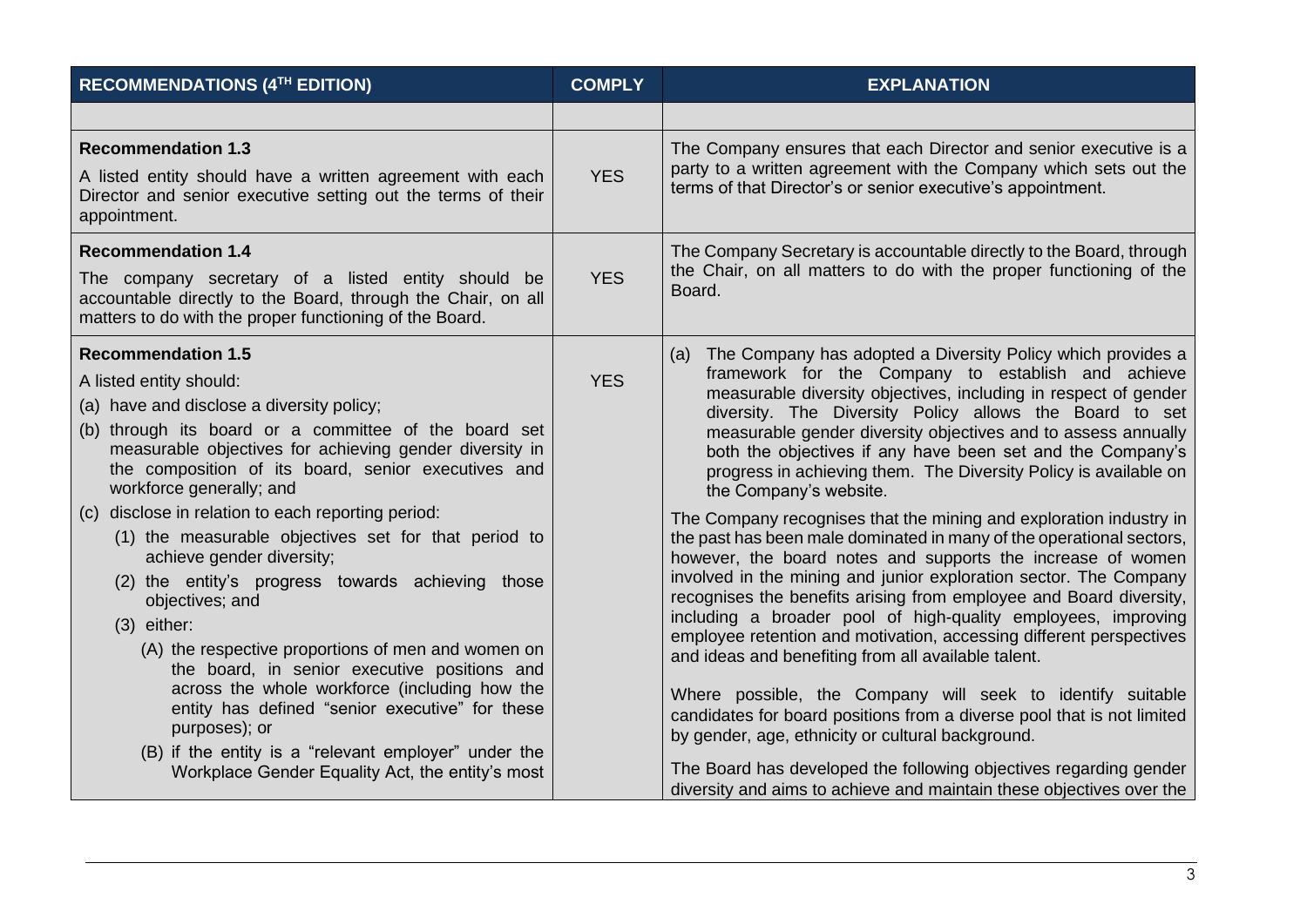| RECOMMENDATIONS (4TH EDITION) | COMPLY | EXPLANATION |
|---|---|---|
| | | |
| **Recommendation 1.3**<br>A listed entity should have a written agreement with each Director and senior executive setting out the terms of their appointment. | YES | The Company ensures that each Director and senior executive is a party to a written agreement with the Company which sets out the terms of that Director's or senior executive's appointment. |
| **Recommendation 1.4**<br>The company secretary of a listed entity should be accountable directly to the Board, through the Chair, on all matters to do with the proper functioning of the Board. | YES | The Company Secretary is accountable directly to the Board, through the Chair, on all matters to do with the proper functioning of the Board. |
| **Recommendation 1.5**<br>A listed entity should:<br>(a) have and disclose a diversity policy;<br>(b) through its board or a committee of the board set measurable objectives for achieving gender diversity in the composition of its board, senior executives and workforce generally; and<br>(c) disclose in relation to each reporting period:<br>(1) the measurable objectives set for that period to achieve gender diversity;<br>(2) the entity's progress towards achieving those objectives; and<br>(3) either:<br>(A) the respective proportions of men and women on the board, in senior executive positions and across the whole workforce (including how the entity has defined "senior executive" for these purposes); or<br>(B) if the entity is a "relevant employer" under the Workplace Gender Equality Act, the entity's most | YES | (a) The Company has adopted a Diversity Policy which provides a framework for the Company to establish and achieve measurable diversity objectives, including in respect of gender diversity. The Diversity Policy allows the Board to set measurable gender diversity objectives and to assess annually both the objectives if any have been set and the Company's progress in achieving them. The Diversity Policy is available on the Company's website.<br><br>The Company recognises that the mining and exploration industry in the past has been male dominated in many of the operational sectors, however, the board notes and supports the increase of women involved in the mining and junior exploration sector. The Company recognises the benefits arising from employee and Board diversity, including a broader pool of high-quality employees, improving employee retention and motivation, accessing different perspectives and ideas and benefiting from all available talent.<br><br>Where possible, the Company will seek to identify suitable candidates for board positions from a diverse pool that is not limited by gender, age, ethnicity or cultural background.<br><br>The Board has developed the following objectives regarding gender diversity and aims to achieve and maintain these objectives over the |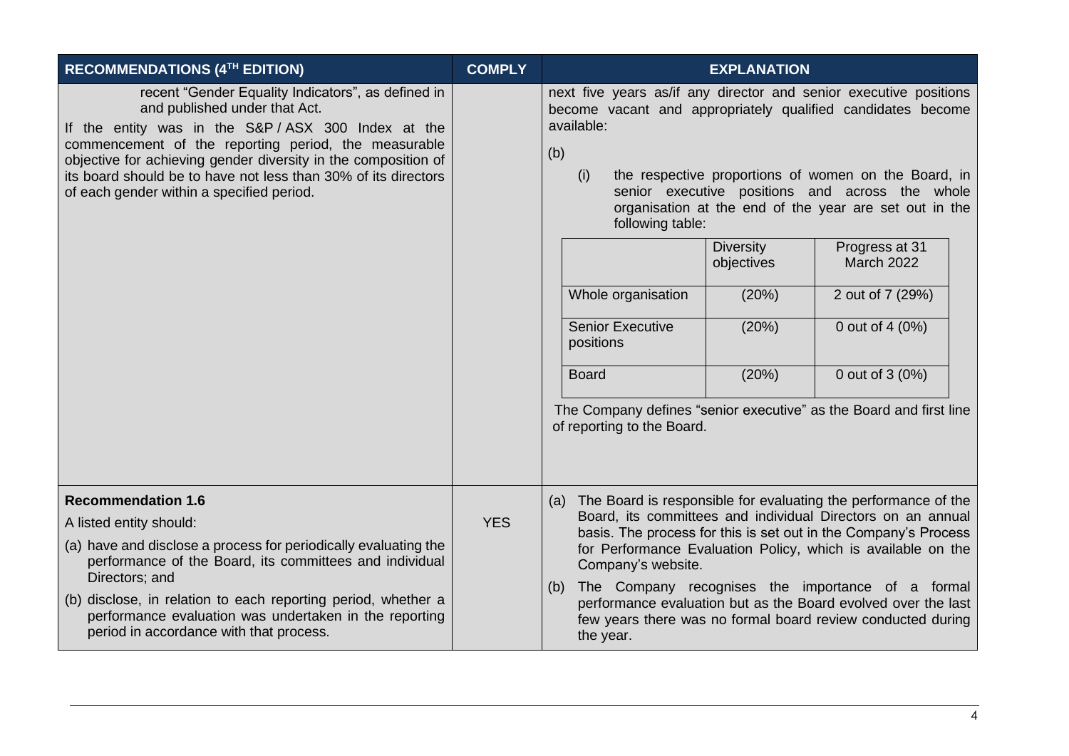| RECOMMENDATIONS (4TH EDITION) | COMPLY | EXPLANATION |
|---|---|---|
| recent "Gender Equality Indicators", as defined in and published under that Act.<br><br>If the entity was in the S&P / ASX 300 Index at the commencement of the reporting period, the measurable objective for achieving gender diversity in the composition of its board should be to have not less than 30% of its directors of each gender within a specified period. | | next five years as/if any director and senior executive positions become vacant and appropriately qualified candidates become available:<br><br>(b)<br>(i) the respective proportions of women on the Board, in senior executive positions and across the whole organisation at the end of the year are set out in the following table:<br><br>(see table below)<br><br>The Company defines "senior executive" as the Board and first line of reporting to the Board. |
| **Recommendation 1.6**<br><br>A listed entity should:<br><br>(a) have and disclose a process for periodically evaluating the performance of the Board, its committees and individual Directors; and<br><br>(b) disclose, in relation to each reporting period, whether a performance evaluation was undertaken in the reporting period in accordance with that process. | YES | (a) The Board is responsible for evaluating the performance of the Board, its committees and individual Directors on an annual basis. The process for this is set out in the Company's Process for Performance Evaluation Policy, which is available on the Company's website.<br><br>(b) The Company recognises the importance of a formal performance evaluation but as the Board evolved over the last few years there was no formal board review conducted during the year. |

| | Diversity objectives | Progress at 31 March 2022 |
|---|---|---|
| Whole organisation | (20%) | 2 out of 7 (29%) |
| Senior Executive positions | (20%) | 0 out of 4 (0%) |
| Board | (20%) | 0 out of 3 (0%) |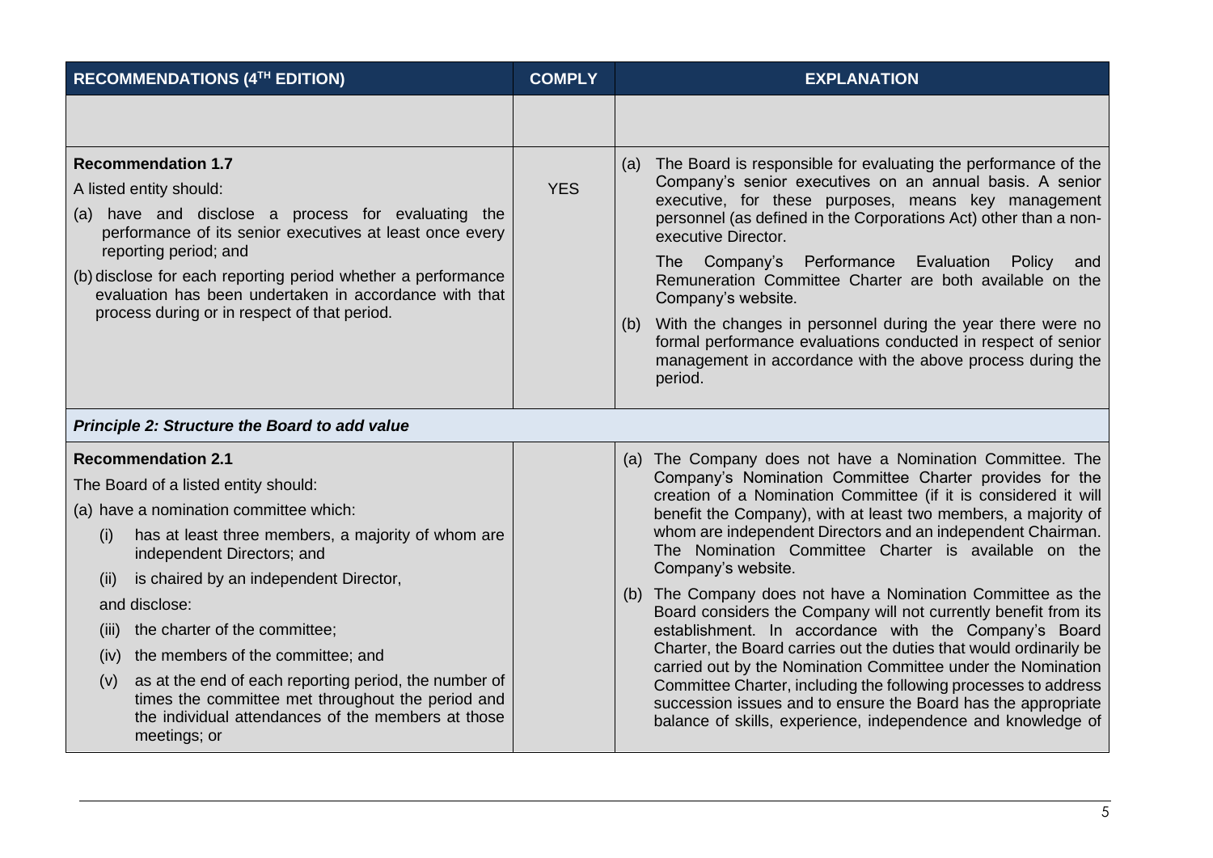| RECOMMENDATIONS (4TH EDITION) | COMPLY | EXPLANATION |
|---|---|---|
| | | |
| **Recommendation 1.7**<br>A listed entity should:<br>(a) have and disclose a process for evaluating the performance of its senior executives at least once every reporting period; and<br>(b) disclose for each reporting period whether a performance evaluation has been undertaken in accordance with that process during or in respect of that period. | YES | (a) The Board is responsible for evaluating the performance of the Company's senior executives on an annual basis. A senior executive, for these purposes, means key management personnel (as defined in the Corporations Act) other than a non-executive Director.<br>The Company's Performance Evaluation Policy and Remuneration Committee Charter are both available on the Company's website.<br>(b) With the changes in personnel during the year there were no formal performance evaluations conducted in respect of senior management in accordance with the above process during the period. |
| ***Principle 2: Structure the Board to add value*** | | |
| **Recommendation 2.1**<br>The Board of a listed entity should:<br>(a) have a nomination committee which:<br>(i) has at least three members, a majority of whom are independent Directors; and<br>(ii) is chaired by an independent Director,<br>and disclose:<br>(iii) the charter of the committee;<br>(iv) the members of the committee; and<br>(v) as at the end of each reporting period, the number of times the committee met throughout the period and the individual attendances of the members at those meetings; or | | (a) The Company does not have a Nomination Committee. The Company's Nomination Committee Charter provides for the creation of a Nomination Committee (if it is considered it will benefit the Company), with at least two members, a majority of whom are independent Directors and an independent Chairman. The Nomination Committee Charter is available on the Company's website.<br>(b) The Company does not have a Nomination Committee as the Board considers the Company will not currently benefit from its establishment. In accordance with the Company's Board Charter, the Board carries out the duties that would ordinarily be carried out by the Nomination Committee under the Nomination Committee Charter, including the following processes to address succession issues and to ensure the Board has the appropriate balance of skills, experience, independence and knowledge of |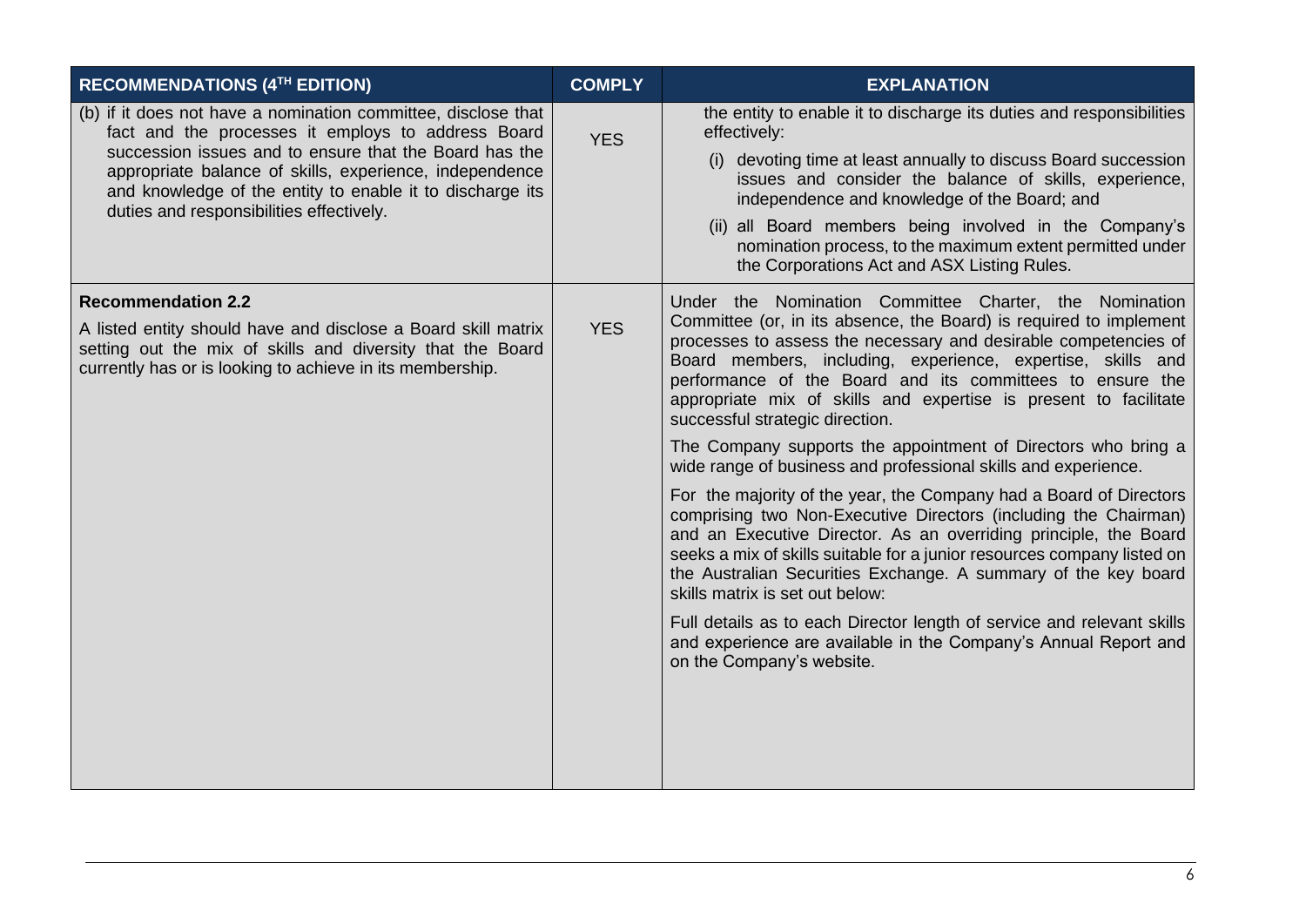| RECOMMENDATIONS (4TH EDITION) | COMPLY | EXPLANATION |
|---|---|---|
| (b) if it does not have a nomination committee, disclose that fact and the processes it employs to address Board succession issues and to ensure that the Board has the appropriate balance of skills, experience, independence and knowledge of the entity to enable it to discharge its duties and responsibilities effectively. | YES | the entity to enable it to discharge its duties and responsibilities effectively:<br>(i) devoting time at least annually to discuss Board succession issues and consider the balance of skills, experience, independence and knowledge of the Board; and<br>(ii) all Board members being involved in the Company's nomination process, to the maximum extent permitted under the Corporations Act and ASX Listing Rules. |
| **Recommendation 2.2**<br>A listed entity should have and disclose a Board skill matrix setting out the mix of skills and diversity that the Board currently has or is looking to achieve in its membership. | YES | Under the Nomination Committee Charter, the Nomination Committee (or, in its absence, the Board) is required to implement processes to assess the necessary and desirable competencies of Board members, including, experience, expertise, skills and performance of the Board and its committees to ensure the appropriate mix of skills and expertise is present to facilitate successful strategic direction.<br>The Company supports the appointment of Directors who bring a wide range of business and professional skills and experience.<br>For the majority of the year, the Company had a Board of Directors comprising two Non-Executive Directors (including the Chairman) and an Executive Director. As an overriding principle, the Board seeks a mix of skills suitable for a junior resources company listed on the Australian Securities Exchange. A summary of the key board skills matrix is set out below:<br>Full details as to each Director length of service and relevant skills and experience are available in the Company's Annual Report and on the Company's website. |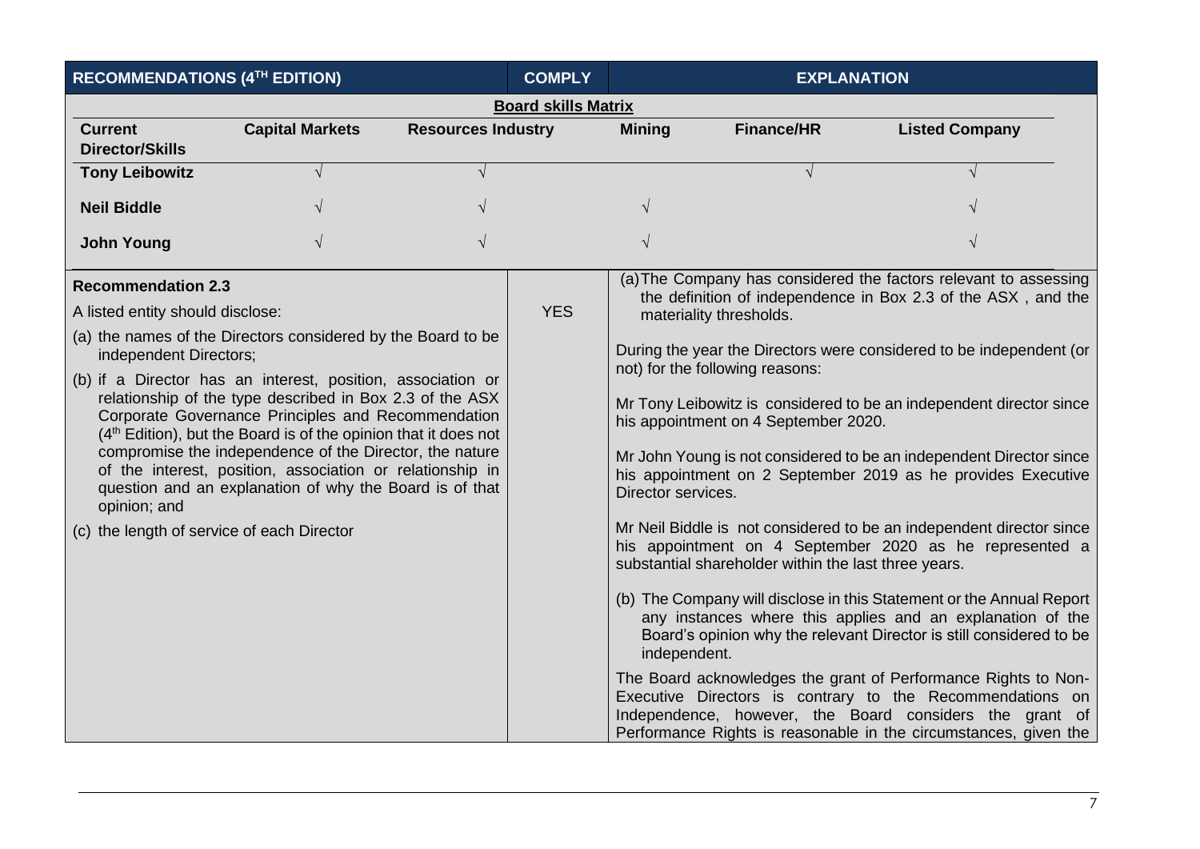| RECOMMENDATIONS (4TH EDITION) | COMPLY | EXPLANATION |
|---|---|---|

**Board skills Matrix**

| Current Director/Skills | Capital Markets | Resources Industry | Mining | Finance/HR | Listed Company |
|---|---|---|---|---|---|
| Tony Leibowitz | √ | √ | | √ | √ |
| Neil Biddle | √ | √ | √ | | √ |
| John Young | √ | √ | √ | | √ |

| RECOMMENDATIONS (4TH EDITION) | COMPLY | EXPLANATION |
|---|---|---|
| **Recommendation 2.3**<br><br>A listed entity should disclose:<br><br>(a) the names of the Directors considered by the Board to be independent Directors;<br><br>(b) if a Director has an interest, position, association or relationship of the type described in Box 2.3 of the ASX Corporate Governance Principles and Recommendation (4th Edition), but the Board is of the opinion that it does not compromise the independence of the Director, the nature of the interest, position, association or relationship in question and an explanation of why the Board is of that opinion; and<br><br>(c) the length of service of each Director | YES | (a) The Company has considered the factors relevant to assessing the definition of independence in Box 2.3 of the ASX , and the materiality thresholds.<br><br>During the year the Directors were considered to be independent (or not) for the following reasons:<br><br>Mr Tony Leibowitz is considered to be an independent director since his appointment on 4 September 2020.<br><br>Mr John Young is not considered to be an independent Director since his appointment on 2 September 2019 as he provides Executive Director services.<br><br>Mr Neil Biddle is not considered to be an independent director since his appointment on 4 September 2020 as he represented a substantial shareholder within the last three years.<br><br>(b) The Company will disclose in this Statement or the Annual Report any instances where this applies and an explanation of the Board's opinion why the relevant Director is still considered to be independent.<br><br>The Board acknowledges the grant of Performance Rights to Non-Executive Directors is contrary to the Recommendations on Independence, however, the Board considers the grant of Performance Rights is reasonable in the circumstances, given the |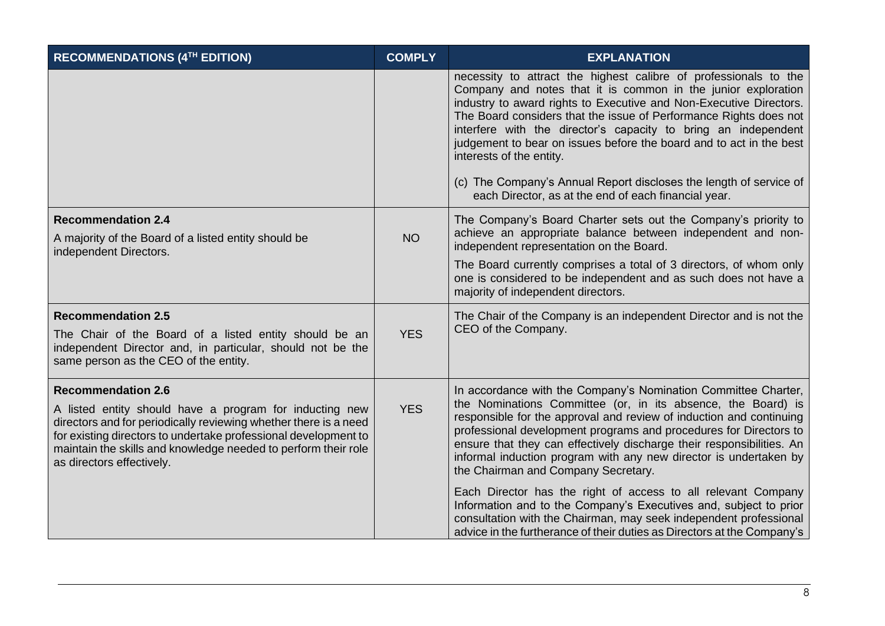| RECOMMENDATIONS (4TH EDITION) | COMPLY | EXPLANATION |
|---|---|---|
| | | necessity to attract the highest calibre of professionals to the Company and notes that it is common in the junior exploration industry to award rights to Executive and Non-Executive Directors. The Board considers that the issue of Performance Rights does not interfere with the director's capacity to bring an independent judgement to bear on issues before the board and to act in the best interests of the entity.<br><br>(c) The Company's Annual Report discloses the length of service of each Director, as at the end of each financial year. |
| **Recommendation 2.4**<br>A majority of the Board of a listed entity should be independent Directors. | NO | The Company's Board Charter sets out the Company's priority to achieve an appropriate balance between independent and non-independent representation on the Board.<br>The Board currently comprises a total of 3 directors, of whom only one is considered to be independent and as such does not have a majority of independent directors. |
| **Recommendation 2.5**<br>The Chair of the Board of a listed entity should be an independent Director and, in particular, should not be the same person as the CEO of the entity. | YES | The Chair of the Company is an independent Director and is not the CEO of the Company. |
| **Recommendation 2.6**<br>A listed entity should have a program for inducting new directors and for periodically reviewing whether there is a need for existing directors to undertake professional development to maintain the skills and knowledge needed to perform their role as directors effectively. | YES | In accordance with the Company's Nomination Committee Charter, the Nominations Committee (or, in its absence, the Board) is responsible for the approval and review of induction and continuing professional development programs and procedures for Directors to ensure that they can effectively discharge their responsibilities. An informal induction program with any new director is undertaken by the Chairman and Company Secretary.<br><br>Each Director has the right of access to all relevant Company Information and to the Company's Executives and, subject to prior consultation with the Chairman, may seek independent professional advice in the furtherance of their duties as Directors at the Company's |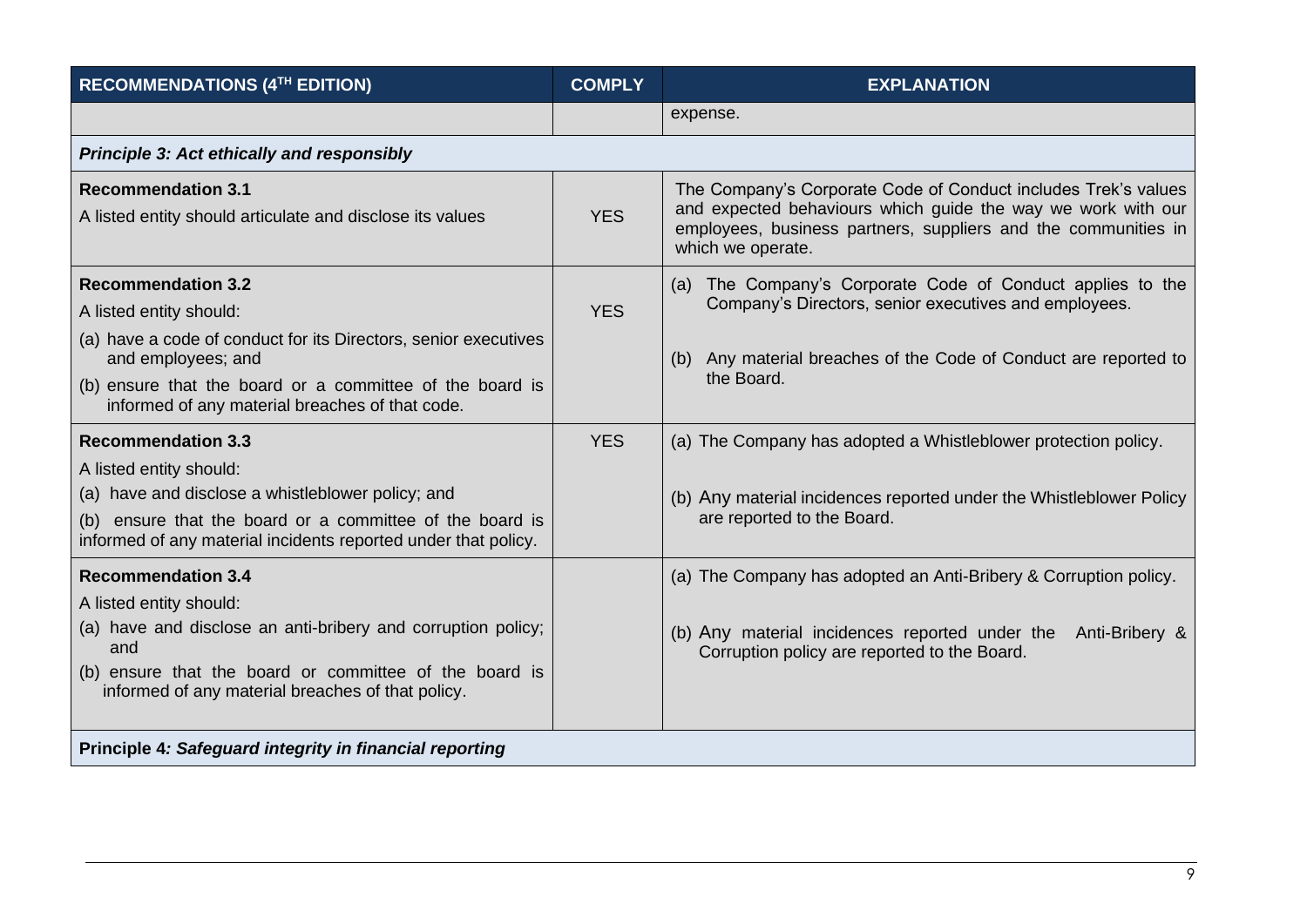| RECOMMENDATIONS (4TH EDITION) | COMPLY | EXPLANATION |
|---|---|---|
| | | expense. |
| ***Principle 3: Act ethically and responsibly*** | | |
| **Recommendation 3.1**<br>A listed entity should articulate and disclose its values | YES | The Company's Corporate Code of Conduct includes Trek's values and expected behaviours which guide the way we work with our employees, business partners, suppliers and the communities in which we operate. |
| **Recommendation 3.2**<br>A listed entity should:<br>(a) have a code of conduct for its Directors, senior executives and employees; and<br>(b) ensure that the board or a committee of the board is informed of any material breaches of that code. | YES | (a) The Company's Corporate Code of Conduct applies to the Company's Directors, senior executives and employees.<br>(b) Any material breaches of the Code of Conduct are reported to the Board. |
| **Recommendation 3.3**<br>A listed entity should:<br>(a) have and disclose a whistleblower policy; and<br>(b) ensure that the board or a committee of the board is informed of any material incidents reported under that policy. | YES | (a) The Company has adopted a Whistleblower protection policy.<br>(b) Any material incidences reported under the Whistleblower Policy are reported to the Board. |
| **Recommendation 3.4**<br>A listed entity should:<br>(a) have and disclose an anti-bribery and corruption policy; and<br>(b) ensure that the board or committee of the board is informed of any material breaches of that policy. | | (a) The Company has adopted an Anti-Bribery & Corruption policy.<br>(b) Any material incidences reported under the Anti-Bribery & Corruption policy are reported to the Board. |
| **Principle 4*: Safeguard integrity in financial reporting*** | | |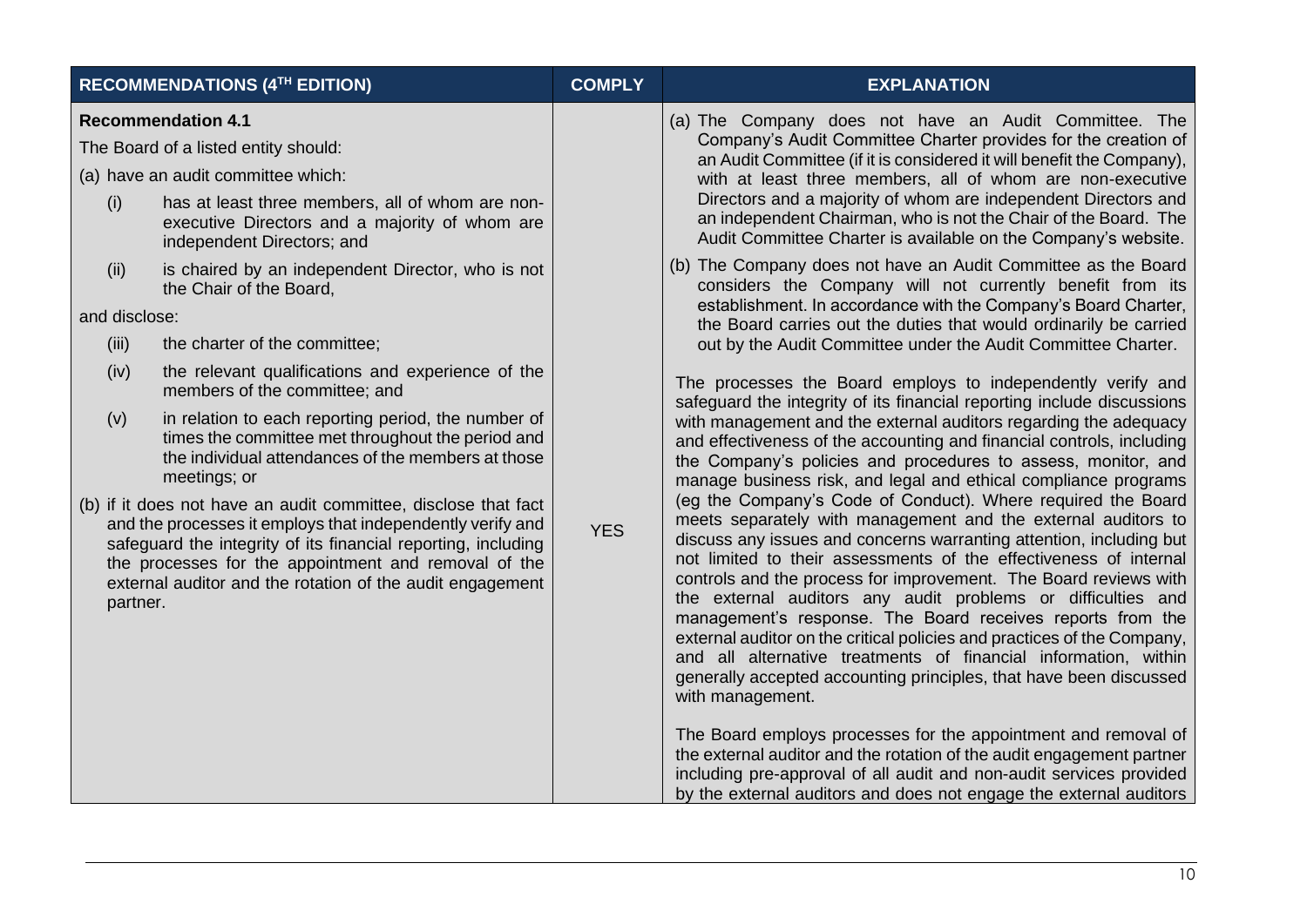| RECOMMENDATIONS (4TH EDITION) | COMPLY | EXPLANATION |
| --- | --- | --- |
| **Recommendation 4.1**<br>The Board of a listed entity should:<br>(a) have an audit committee which:<br>(i) has at least three members, all of whom are non-executive Directors and a majority of whom are independent Directors; and<br>(ii) is chaired by an independent Director, who is not the Chair of the Board,<br>and disclose:<br>(iii) the charter of the committee;<br>(iv) the relevant qualifications and experience of the members of the committee; and<br>(v) in relation to each reporting period, the number of times the committee met throughout the period and the individual attendances of the members at those meetings; or<br>(b) if it does not have an audit committee, disclose that fact and the processes it employs that independently verify and safeguard the integrity of its financial reporting, including the processes for the appointment and removal of the external auditor and the rotation of the audit engagement partner. | YES | (a) The Company does not have an Audit Committee. The Company's Audit Committee Charter provides for the creation of an Audit Committee (if it is considered it will benefit the Company), with at least three members, all of whom are non-executive Directors and a majority of whom are independent Directors and an independent Chairman, who is not the Chair of the Board. The Audit Committee Charter is available on the Company's website.<br>(b) The Company does not have an Audit Committee as the Board considers the Company will not currently benefit from its establishment. In accordance with the Company's Board Charter, the Board carries out the duties that would ordinarily be carried out by the Audit Committee under the Audit Committee Charter.<br><br>The processes the Board employs to independently verify and safeguard the integrity of its financial reporting include discussions with management and the external auditors regarding the adequacy and effectiveness of the accounting and financial controls, including the Company's policies and procedures to assess, monitor, and manage business risk, and legal and ethical compliance programs (eg the Company's Code of Conduct). Where required the Board meets separately with management and the external auditors to discuss any issues and concerns warranting attention, including but not limited to their assessments of the effectiveness of internal controls and the process for improvement. The Board reviews with the external auditors any audit problems or difficulties and management's response. The Board receives reports from the external auditor on the critical policies and practices of the Company, and all alternative treatments of financial information, within generally accepted accounting principles, that have been discussed with management.<br><br>The Board employs processes for the appointment and removal of the external auditor and the rotation of the audit engagement partner including pre-approval of all audit and non-audit services provided by the external auditors and does not engage the external auditors |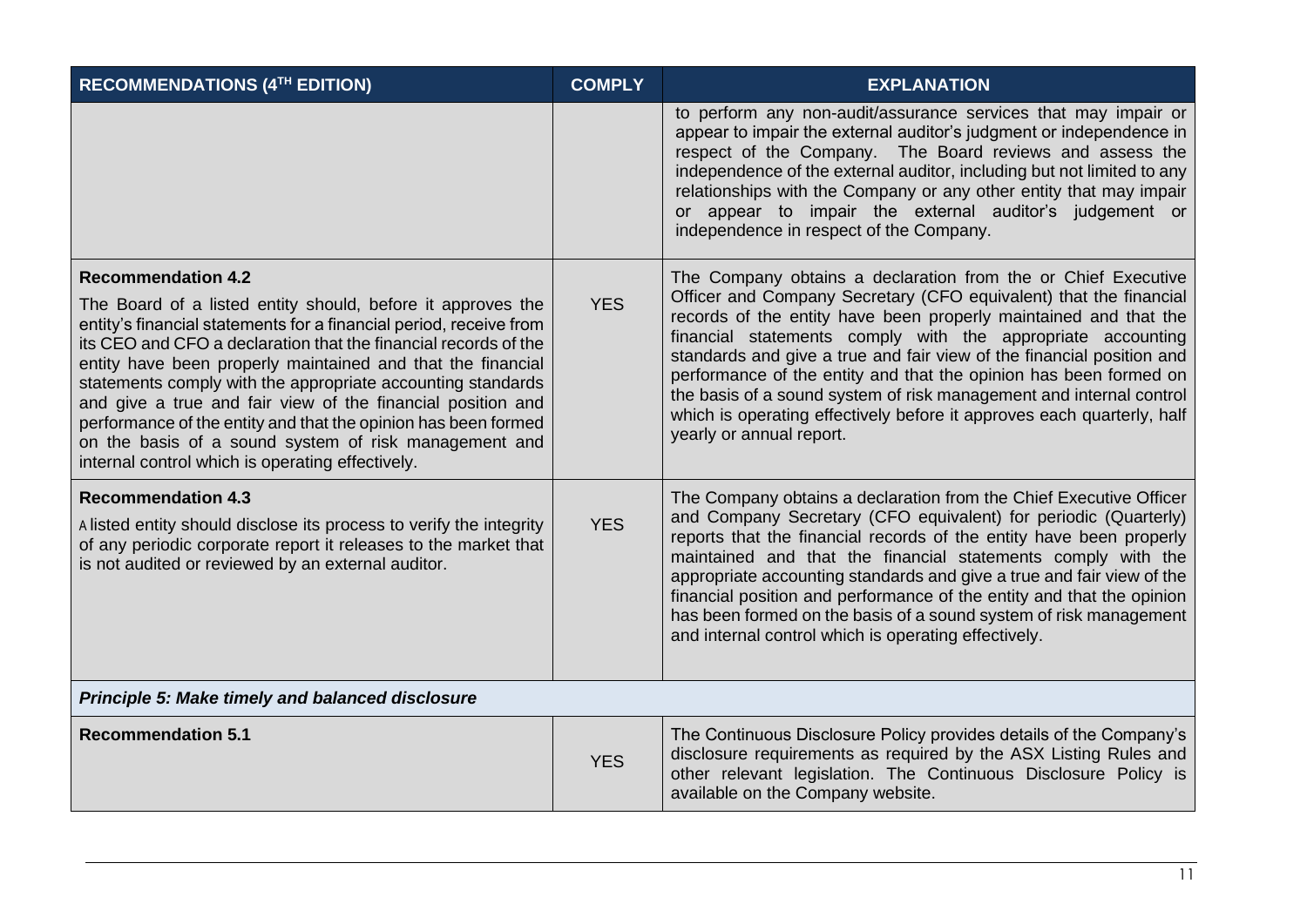| RECOMMENDATIONS (4TH EDITION) | COMPLY | EXPLANATION |
| --- | --- | --- |
| | | to perform any non-audit/assurance services that may impair or appear to impair the external auditor's judgment or independence in respect of the Company. The Board reviews and assess the independence of the external auditor, including but not limited to any relationships with the Company or any other entity that may impair or appear to impair the external auditor's judgement or independence in respect of the Company. |
| **Recommendation 4.2**<br>The Board of a listed entity should, before it approves the entity's financial statements for a financial period, receive from its CEO and CFO a declaration that the financial records of the entity have been properly maintained and that the financial statements comply with the appropriate accounting standards and give a true and fair view of the financial position and performance of the entity and that the opinion has been formed on the basis of a sound system of risk management and internal control which is operating effectively. | YES | The Company obtains a declaration from the or Chief Executive Officer and Company Secretary (CFO equivalent) that the financial records of the entity have been properly maintained and that the financial statements comply with the appropriate accounting standards and give a true and fair view of the financial position and performance of the entity and that the opinion has been formed on the basis of a sound system of risk management and internal control which is operating effectively before it approves each quarterly, half yearly or annual report. |
| **Recommendation 4.3**<br>A listed entity should disclose its process to verify the integrity of any periodic corporate report it releases to the market that is not audited or reviewed by an external auditor. | YES | The Company obtains a declaration from the Chief Executive Officer and Company Secretary (CFO equivalent) for periodic (Quarterly) reports that the financial records of the entity have been properly maintained and that the financial statements comply with the appropriate accounting standards and give a true and fair view of the financial position and performance of the entity and that the opinion has been formed on the basis of a sound system of risk management and internal control which is operating effectively. |
| ***Principle 5: Make timely and balanced disclosure*** | | |
| **Recommendation 5.1** | YES | The Continuous Disclosure Policy provides details of the Company's disclosure requirements as required by the ASX Listing Rules and other relevant legislation. The Continuous Disclosure Policy is available on the Company website. |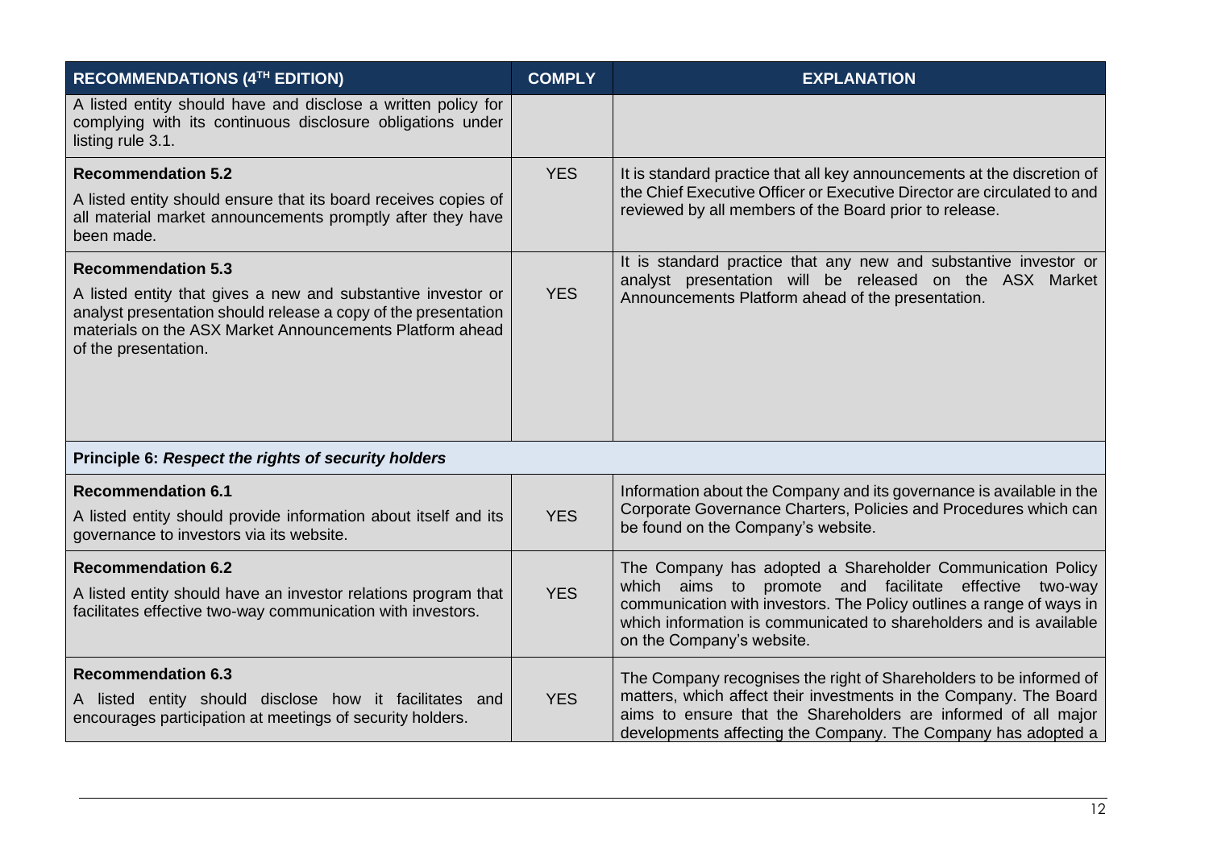| RECOMMENDATIONS (4TH EDITION) | COMPLY | EXPLANATION |
|---|---|---|
| A listed entity should have and disclose a written policy for complying with its continuous disclosure obligations under listing rule 3.1. | | |
| **Recommendation 5.2**<br>A listed entity should ensure that its board receives copies of all material market announcements promptly after they have been made. | YES | It is standard practice that all key announcements at the discretion of the Chief Executive Officer or Executive Director are circulated to and reviewed by all members of the Board prior to release. |
| **Recommendation 5.3**<br>A listed entity that gives a new and substantive investor or analyst presentation should release a copy of the presentation materials on the ASX Market Announcements Platform ahead of the presentation. | YES | It is standard practice that any new and substantive investor or analyst presentation will be released on the ASX Market Announcements Platform ahead of the presentation. |
| **Principle 6: *Respect the rights of security holders*** | | |
| **Recommendation 6.1**<br>A listed entity should provide information about itself and its governance to investors via its website. | YES | Information about the Company and its governance is available in the Corporate Governance Charters, Policies and Procedures which can be found on the Company's website. |
| **Recommendation 6.2**<br>A listed entity should have an investor relations program that facilitates effective two-way communication with investors. | YES | The Company has adopted a Shareholder Communication Policy which aims to promote and facilitate effective two-way communication with investors. The Policy outlines a range of ways in which information is communicated to shareholders and is available on the Company's website. |
| **Recommendation 6.3**<br>A listed entity should disclose how it facilitates and encourages participation at meetings of security holders. | YES | The Company recognises the right of Shareholders to be informed of matters, which affect their investments in the Company. The Board aims to ensure that the Shareholders are informed of all major developments affecting the Company. The Company has adopted a |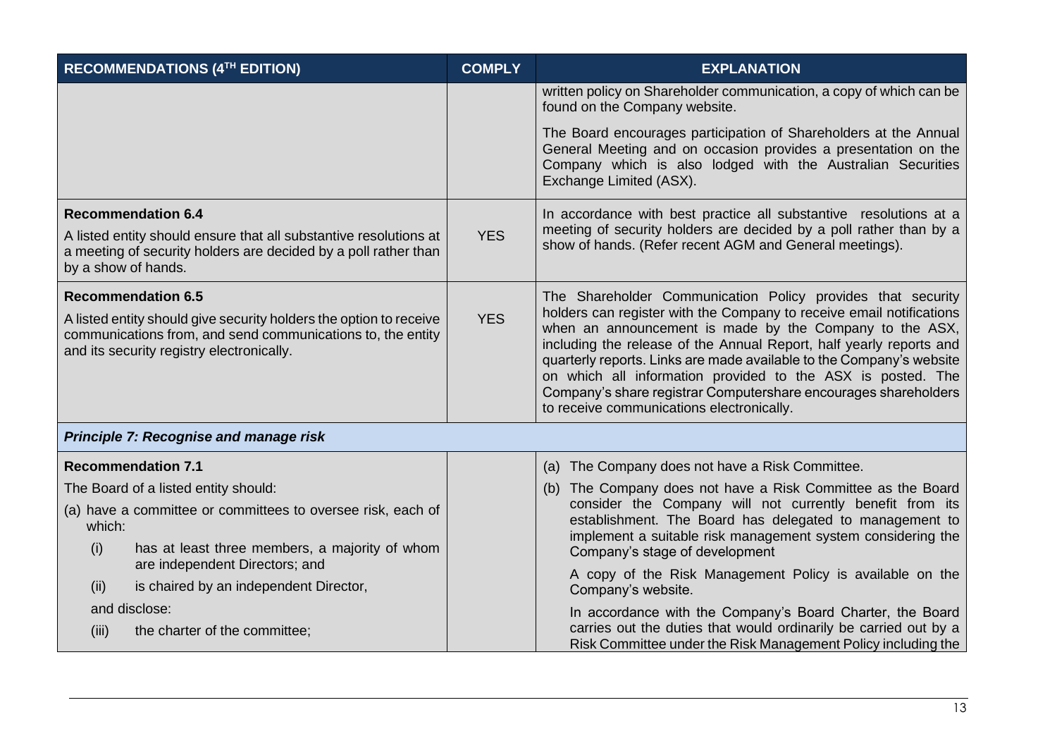| RECOMMENDATIONS (4TH EDITION) | COMPLY | EXPLANATION |
|---|---|---|
| | | written policy on Shareholder communication, a copy of which can be found on the Company website.<br><br>The Board encourages participation of Shareholders at the Annual General Meeting and on occasion provides a presentation on the Company which is also lodged with the Australian Securities Exchange Limited (ASX). |
| **Recommendation 6.4**<br><br>A listed entity should ensure that all substantive resolutions at a meeting of security holders are decided by a poll rather than by a show of hands. | YES | In accordance with best practice all substantive resolutions at a meeting of security holders are decided by a poll rather than by a show of hands. (Refer recent AGM and General meetings). |
| **Recommendation 6.5**<br><br>A listed entity should give security holders the option to receive communications from, and send communications to, the entity and its security registry electronically. | YES | The Shareholder Communication Policy provides that security holders can register with the Company to receive email notifications when an announcement is made by the Company to the ASX, including the release of the Annual Report, half yearly reports and quarterly reports. Links are made available to the Company's website on which all information provided to the ASX is posted. The Company's share registrar Computershare encourages shareholders to receive communications electronically. |
| ***Principle 7: Recognise and manage risk*** | | |
| **Recommendation 7.1**<br><br>The Board of a listed entity should:<br><br>(a) have a committee or committees to oversee risk, each of which:<br><br>(i) has at least three members, a majority of whom are independent Directors; and<br><br>(ii) is chaired by an independent Director,<br><br>and disclose:<br><br>(iii) the charter of the committee; | | (a) The Company does not have a Risk Committee.<br><br>(b) The Company does not have a Risk Committee as the Board consider the Company will not currently benefit from its establishment. The Board has delegated to management to implement a suitable risk management system considering the Company's stage of development<br><br>A copy of the Risk Management Policy is available on the Company's website.<br><br>In accordance with the Company's Board Charter, the Board carries out the duties that would ordinarily be carried out by a Risk Committee under the Risk Management Policy including the |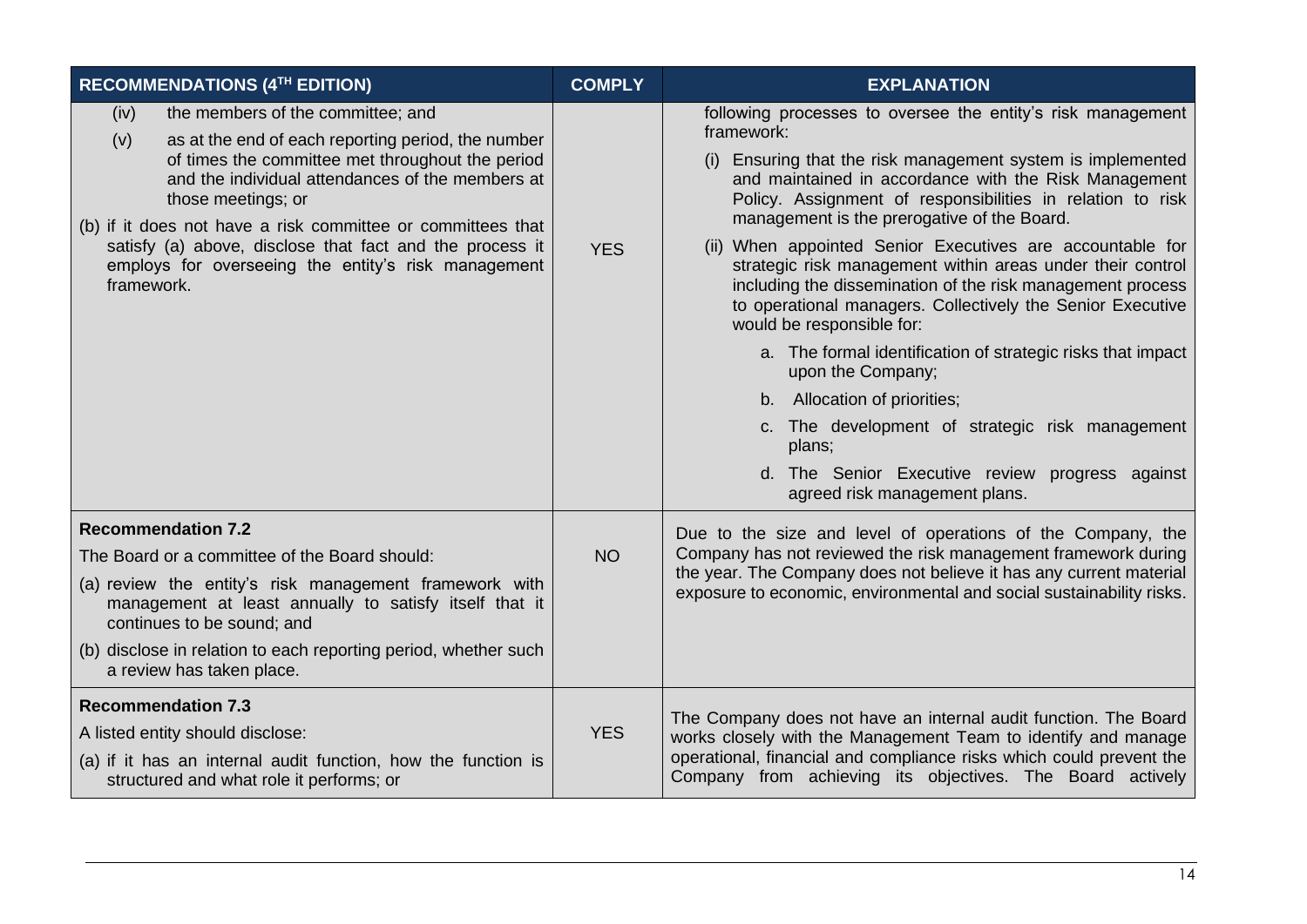| RECOMMENDATIONS (4TH EDITION) | COMPLY | EXPLANATION |
|---|---|---|
| (iv) the members of the committee; and<br>(v) as at the end of each reporting period, the number of times the committee met throughout the period and the individual attendances of the members at those meetings; or<br>(b) if it does not have a risk committee or committees that satisfy (a) above, disclose that fact and the process it employs for overseeing the entity's risk management framework. | YES | following processes to oversee the entity's risk management framework:<br>(i) Ensuring that the risk management system is implemented and maintained in accordance with the Risk Management Policy. Assignment of responsibilities in relation to risk management is the prerogative of the Board.<br>(ii) When appointed Senior Executives are accountable for strategic risk management within areas under their control including the dissemination of the risk management process to operational managers. Collectively the Senior Executive would be responsible for:<br>a. The formal identification of strategic risks that impact upon the Company;<br>b. Allocation of priorities;<br>c. The development of strategic risk management plans;<br>d. The Senior Executive review progress against agreed risk management plans. |
| **Recommendation 7.2**<br>The Board or a committee of the Board should:<br>(a) review the entity's risk management framework with management at least annually to satisfy itself that it continues to be sound; and<br>(b) disclose in relation to each reporting period, whether such a review has taken place. | NO | Due to the size and level of operations of the Company, the Company has not reviewed the risk management framework during the year. The Company does not believe it has any current material exposure to economic, environmental and social sustainability risks. |
| **Recommendation 7.3**<br>A listed entity should disclose:<br>(a) if it has an internal audit function, how the function is structured and what role it performs; or | YES | The Company does not have an internal audit function. The Board works closely with the Management Team to identify and manage operational, financial and compliance risks which could prevent the Company from achieving its objectives. The Board actively |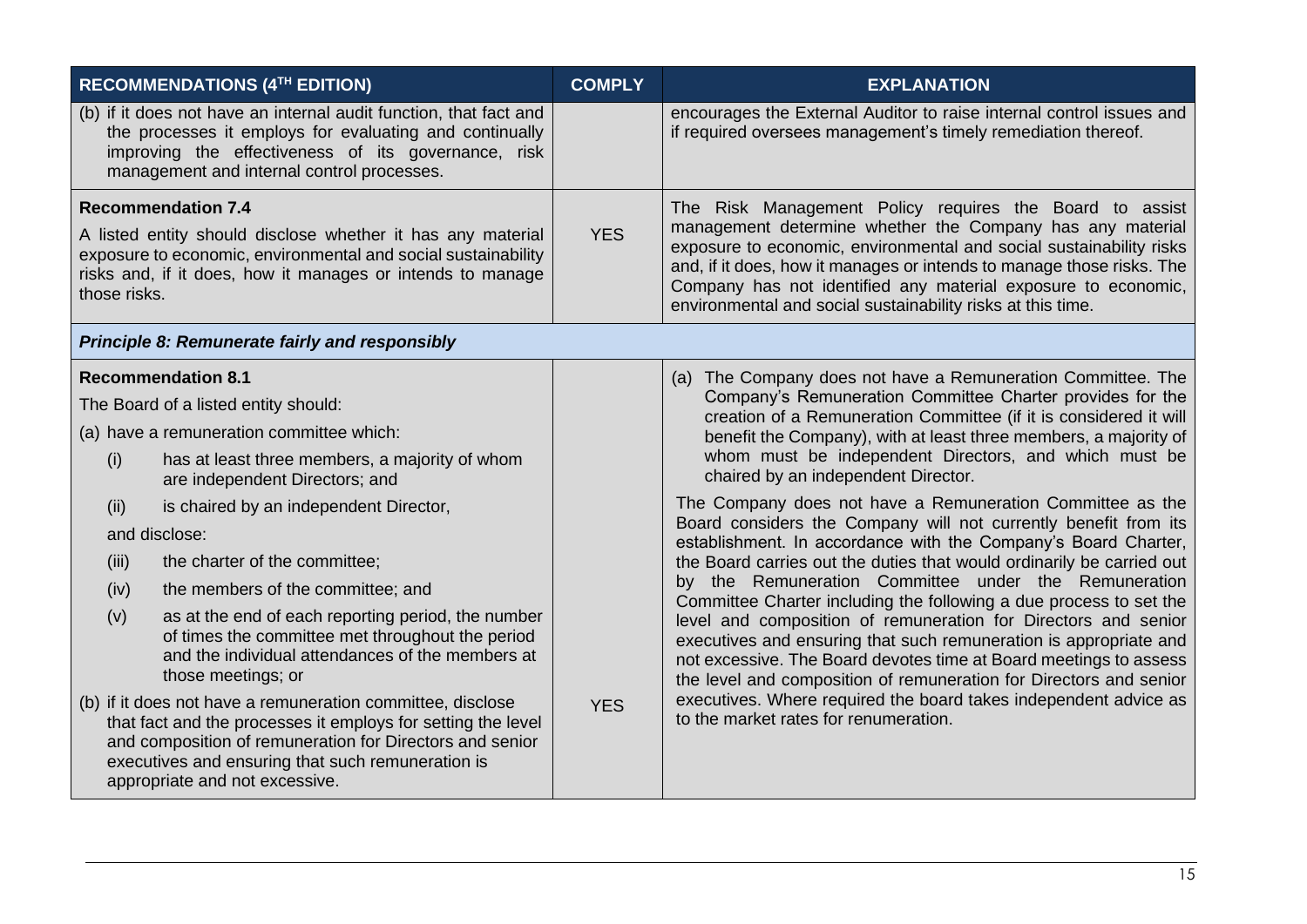| RECOMMENDATIONS (4TH EDITION) | COMPLY | EXPLANATION |
|---|---|---|
| (b) if it does not have an internal audit function, that fact and the processes it employs for evaluating and continually improving the effectiveness of its governance, risk management and internal control processes. | | encourages the External Auditor to raise internal control issues and if required oversees management's timely remediation thereof. |
| **Recommendation 7.4**<br>A listed entity should disclose whether it has any material exposure to economic, environmental and social sustainability risks and, if it does, how it manages or intends to manage those risks. | YES | The Risk Management Policy requires the Board to assist management determine whether the Company has any material exposure to economic, environmental and social sustainability risks and, if it does, how it manages or intends to manage those risks. The Company has not identified any material exposure to economic, environmental and social sustainability risks at this time. |
| ***Principle 8: Remunerate fairly and responsibly*** | | |
| **Recommendation 8.1**<br>The Board of a listed entity should:<br>(a) have a remuneration committee which:<br>(i) has at least three members, a majority of whom are independent Directors; and<br>(ii) is chaired by an independent Director,<br>and disclose:<br>(iii) the charter of the committee;<br>(iv) the members of the committee; and<br>(v) as at the end of each reporting period, the number of times the committee met throughout the period and the individual attendances of the members at those meetings; or<br>(b) if it does not have a remuneration committee, disclose that fact and the processes it employs for setting the level and composition of remuneration for Directors and senior executives and ensuring that such remuneration is appropriate and not excessive. | YES | (a) The Company does not have a Remuneration Committee. The Company's Remuneration Committee Charter provides for the creation of a Remuneration Committee (if it is considered it will benefit the Company), with at least three members, a majority of whom must be independent Directors, and which must be chaired by an independent Director.<br>The Company does not have a Remuneration Committee as the Board considers the Company will not currently benefit from its establishment. In accordance with the Company's Board Charter, the Board carries out the duties that would ordinarily be carried out by the Remuneration Committee under the Remuneration Committee Charter including the following a due process to set the level and composition of remuneration for Directors and senior executives and ensuring that such remuneration is appropriate and not excessive. The Board devotes time at Board meetings to assess the level and composition of remuneration for Directors and senior executives. Where required the board takes independent advice as to the market rates for renumeration. |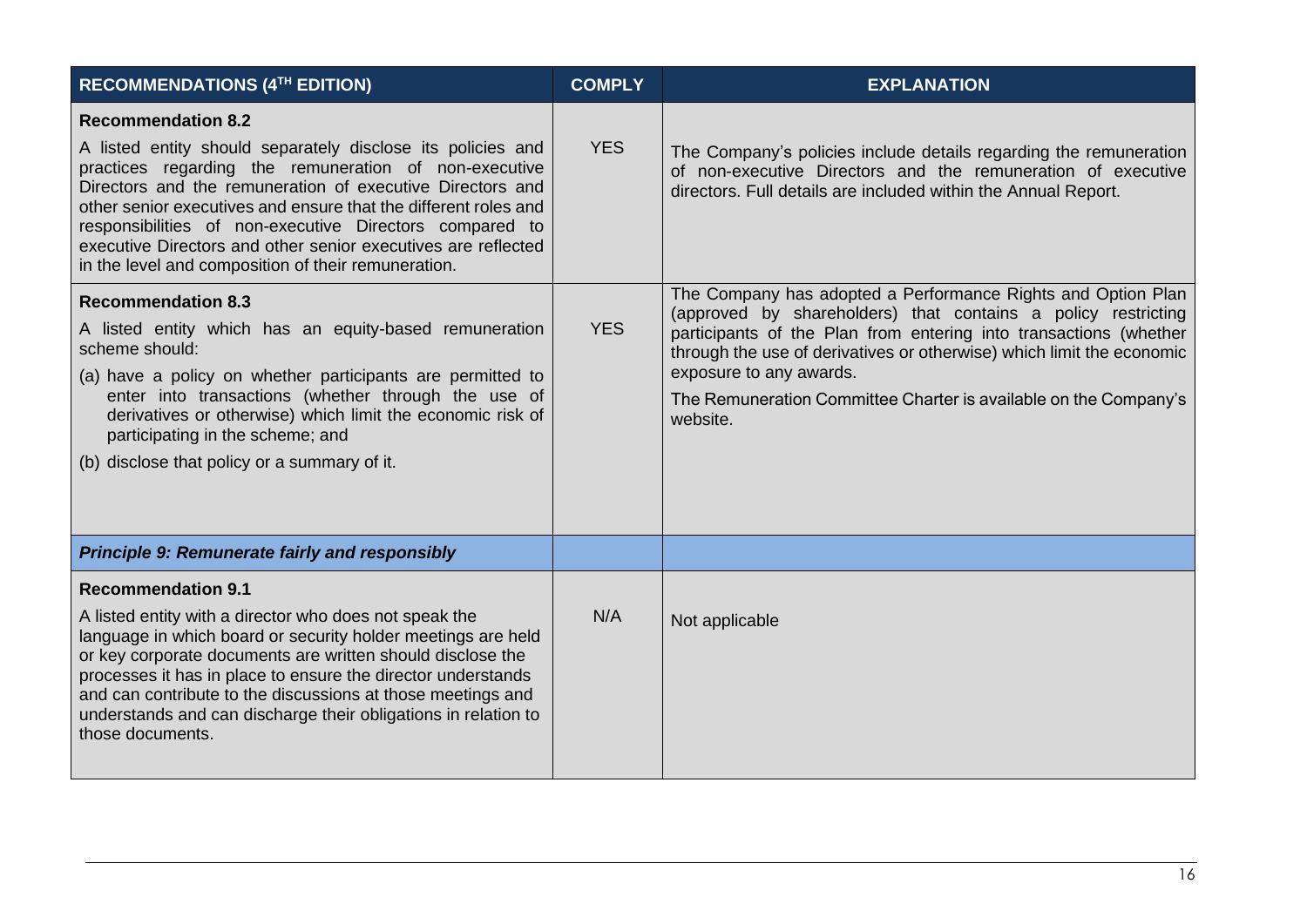| RECOMMENDATIONS (4TH EDITION) | COMPLY | EXPLANATION |
|---|---|---|
| **Recommendation 8.2**<br>A listed entity should separately disclose its policies and practices regarding the remuneration of non-executive Directors and the remuneration of executive Directors and other senior executives and ensure that the different roles and responsibilities of non-executive Directors compared to executive Directors and other senior executives are reflected in the level and composition of their remuneration. | YES | The Company's policies include details regarding the remuneration of non-executive Directors and the remuneration of executive directors. Full details are included within the Annual Report. |
| **Recommendation 8.3**<br>A listed entity which has an equity-based remuneration scheme should:<br>(a) have a policy on whether participants are permitted to enter into transactions (whether through the use of derivatives or otherwise) which limit the economic risk of participating in the scheme; and<br>(b) disclose that policy or a summary of it. | YES | The Company has adopted a Performance Rights and Option Plan (approved by shareholders) that contains a policy restricting participants of the Plan from entering into transactions (whether through the use of derivatives or otherwise) which limit the economic exposure to any awards.<br>The Remuneration Committee Charter is available on the Company's website. |
| ***Principle 9: Remunerate fairly and responsibly*** | | |
| **Recommendation 9.1**<br>A listed entity with a director who does not speak the language in which board or security holder meetings are held or key corporate documents are written should disclose the processes it has in place to ensure the director understands and can contribute to the discussions at those meetings and understands and can discharge their obligations in relation to those documents. | N/A | Not applicable |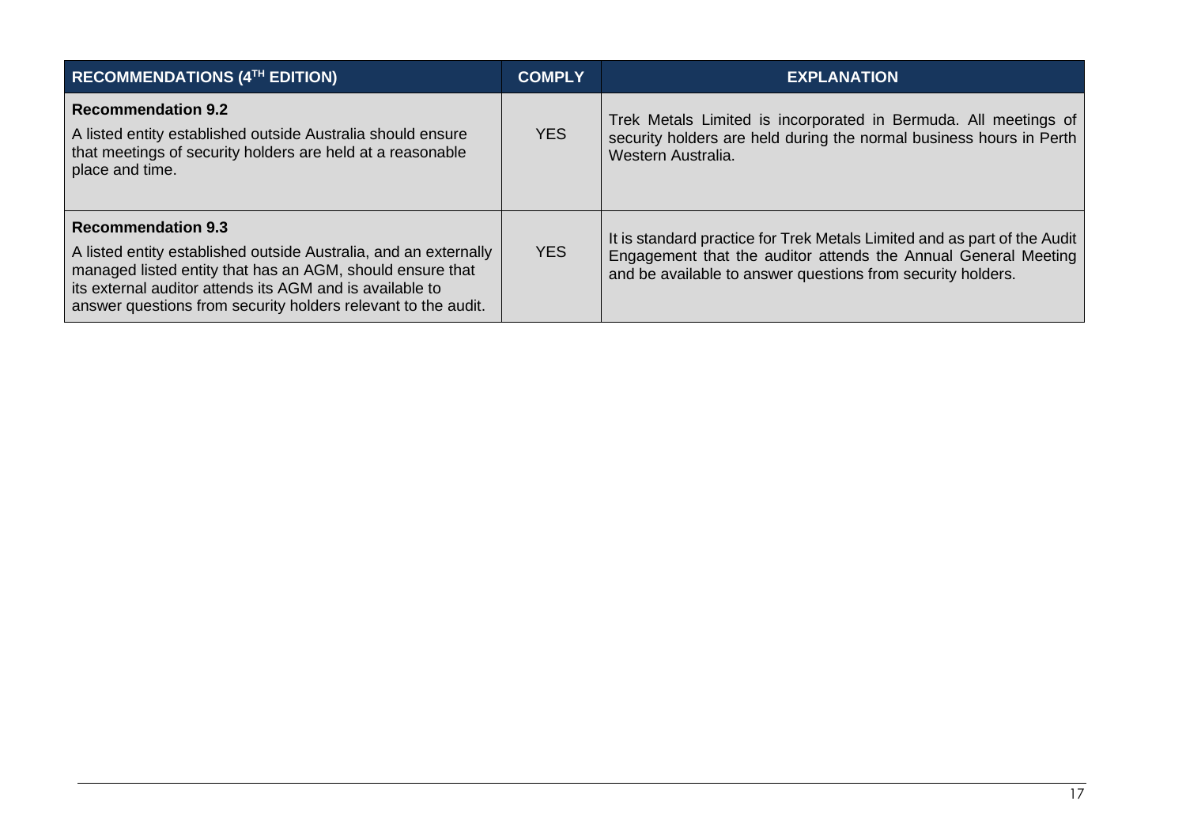| RECOMMENDATIONS (4TH EDITION) | COMPLY | EXPLANATION |
|---|---|---|
| **Recommendation 9.2**<br>A listed entity established outside Australia should ensure that meetings of security holders are held at a reasonable place and time. | YES | Trek Metals Limited is incorporated in Bermuda. All meetings of security holders are held during the normal business hours in Perth Western Australia. |
| **Recommendation 9.3**<br>A listed entity established outside Australia, and an externally managed listed entity that has an AGM, should ensure that its external auditor attends its AGM and is available to answer questions from security holders relevant to the audit. | YES | It is standard practice for Trek Metals Limited and as part of the Audit Engagement that the auditor attends the Annual General Meeting and be available to answer questions from security holders. |